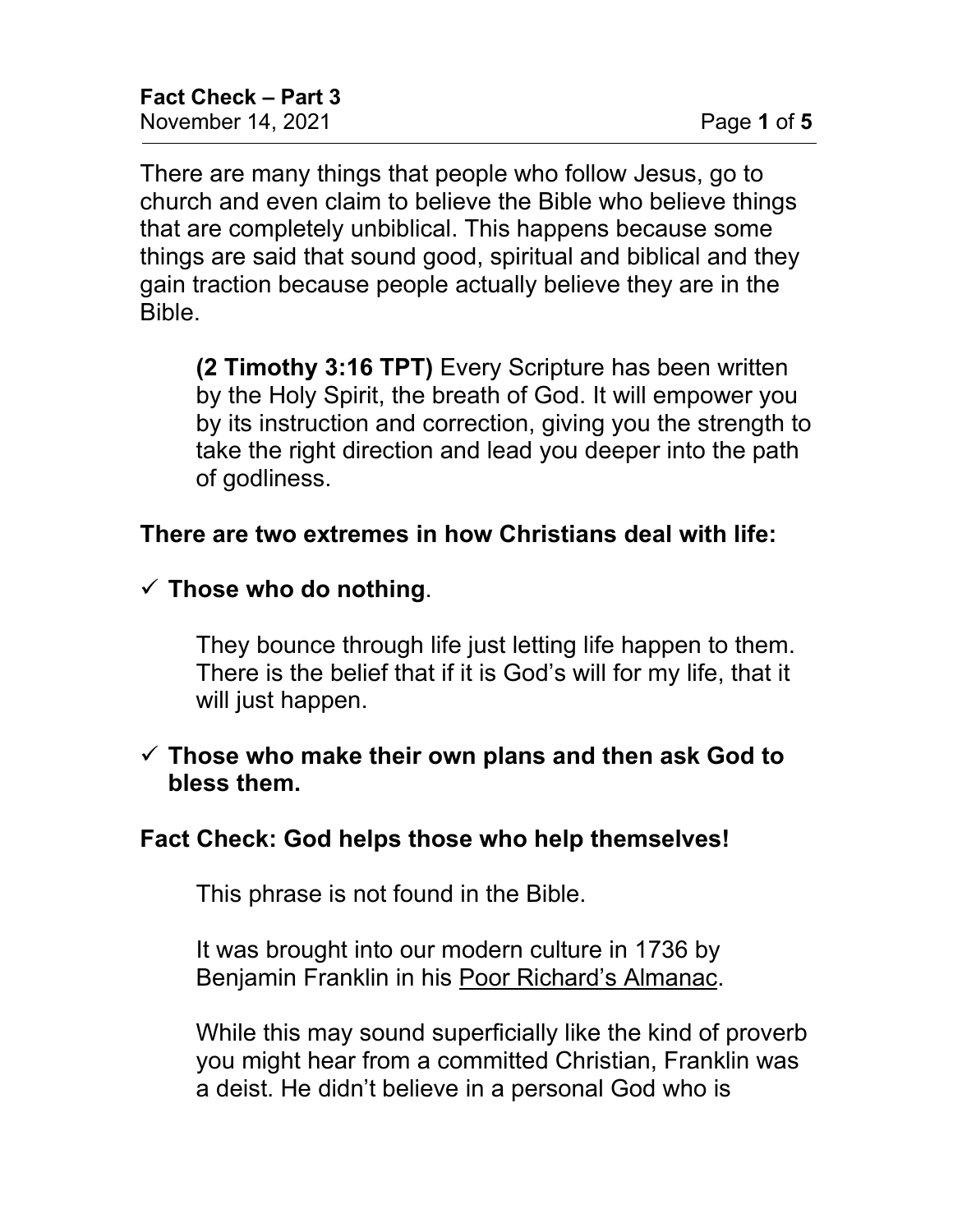**Fact Check – Part 3**
November 14, 2021

There are many things that people who follow Jesus, go to church and even claim to believe the Bible who believe things that are completely unbiblical. This happens because some things are said that sound good, spiritual and biblical and they gain traction because people actually believe they are in the Bible.

> **(2 Timothy 3:16 TPT)** Every Scripture has been written by the Holy Spirit, the breath of God. It will empower you by its instruction and correction, giving you the strength to take the right direction and lead you deeper into the path of godliness.

**There are two extremes in how Christians deal with life:**

- ✓ **Those who do nothing**.

  They bounce through life just letting life happen to them. There is the belief that if it is God's will for my life, that it will just happen.

- ✓ **Those who make their own plans and then ask God to bless them.**

**Fact Check: God helps those who help themselves!**

This phrase is not found in the Bible.

It was brought into our modern culture in 1736 by Benjamin Franklin in his Poor Richard's Almanac.

While this may sound superficially like the kind of proverb you might hear from a committed Christian, Franklin was a deist. He didn't believe in a personal God who is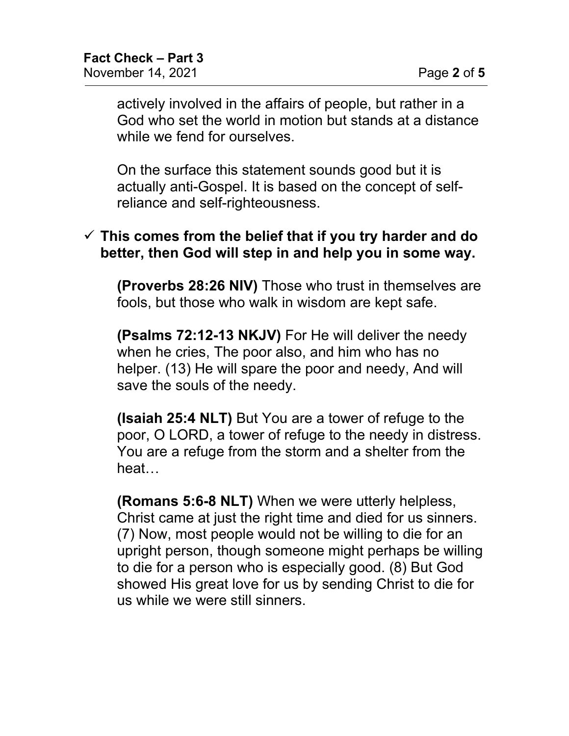actively involved in the affairs of people, but rather in a God who set the world in motion but stands at a distance while we fend for ourselves.

On the surface this statement sounds good but it is actually anti-Gospel. It is based on the concept of self-reliance and self-righteousness.

- ✓ **This comes from the belief that if you try harder and do better, then God will step in and help you in some way.**

**(Proverbs 28:26 NIV)** Those who trust in themselves are fools, but those who walk in wisdom are kept safe.

**(Psalms 72:12-13 NKJV)** For He will deliver the needy when he cries, The poor also, and him who has no helper. (13) He will spare the poor and needy, And will save the souls of the needy.

**(Isaiah 25:4 NLT)** But You are a tower of refuge to the poor, O LORD, a tower of refuge to the needy in distress. You are a refuge from the storm and a shelter from the heat…

**(Romans 5:6-8 NLT)** When we were utterly helpless, Christ came at just the right time and died for us sinners. (7) Now, most people would not be willing to die for an upright person, though someone might perhaps be willing to die for a person who is especially good. (8) But God showed His great love for us by sending Christ to die for us while we were still sinners.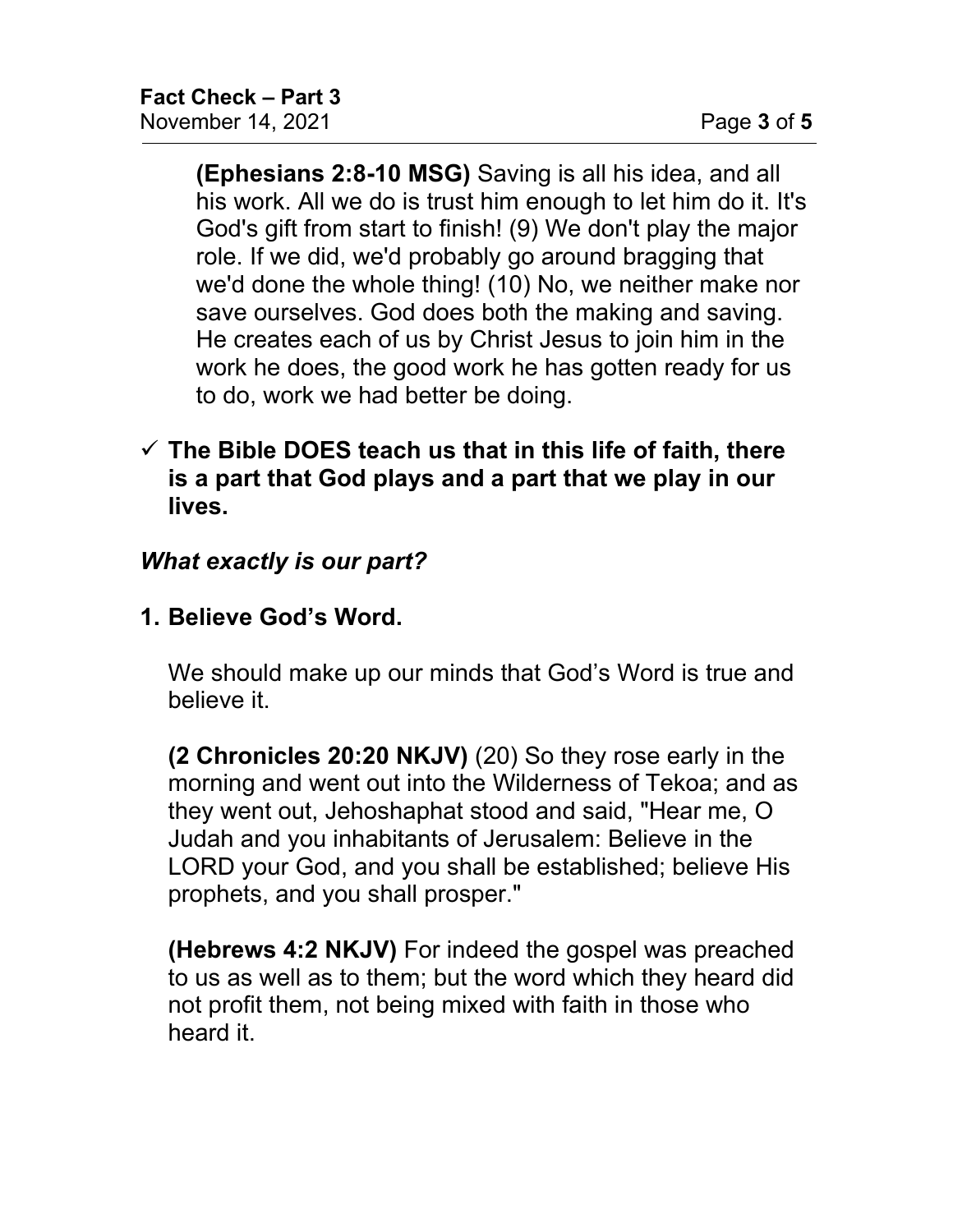**(Ephesians 2:8-10 MSG)** Saving is all his idea, and all his work. All we do is trust him enough to let him do it. It's God's gift from start to finish! (9) We don't play the major role. If we did, we'd probably go around bragging that we'd done the whole thing! (10) No, we neither make nor save ourselves. God does both the making and saving. He creates each of us by Christ Jesus to join him in the work he does, the good work he has gotten ready for us to do, work we had better be doing.

- ✓ **The Bible DOES teach us that in this life of faith, there is a part that God plays and a part that we play in our lives.**

***What exactly is our part?***

**1. Believe God's Word.**

We should make up our minds that God's Word is true and believe it.

**(2 Chronicles 20:20 NKJV)** (20) So they rose early in the morning and went out into the Wilderness of Tekoa; and as they went out, Jehoshaphat stood and said, "Hear me, O Judah and you inhabitants of Jerusalem: Believe in the LORD your God, and you shall be established; believe His prophets, and you shall prosper."

**(Hebrews 4:2 NKJV)** For indeed the gospel was preached to us as well as to them; but the word which they heard did not profit them, not being mixed with faith in those who heard it.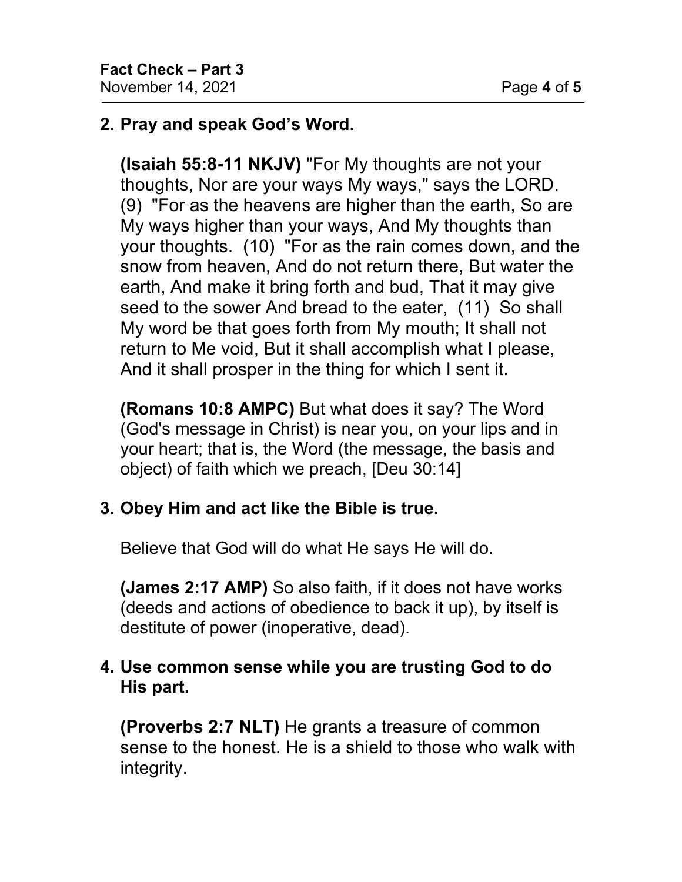2. **Pray and speak God's Word.**

   **(Isaiah 55:8-11 NKJV)** "For My thoughts are not your thoughts, Nor are your ways My ways," says the LORD. (9) "For as the heavens are higher than the earth, So are My ways higher than your ways, And My thoughts than your thoughts. (10) "For as the rain comes down, and the snow from heaven, And do not return there, But water the earth, And make it bring forth and bud, That it may give seed to the sower And bread to the eater, (11) So shall My word be that goes forth from My mouth; It shall not return to Me void, But it shall accomplish what I please, And it shall prosper in the thing for which I sent it.

   **(Romans 10:8 AMPC)** But what does it say? The Word (God's message in Christ) is near you, on your lips and in your heart; that is, the Word (the message, the basis and object) of faith which we preach, [Deu 30:14]

3. **Obey Him and act like the Bible is true.**

   Believe that God will do what He says He will do.

   **(James 2:17 AMP)** So also faith, if it does not have works (deeds and actions of obedience to back it up), by itself is destitute of power (inoperative, dead).

4. **Use common sense while you are trusting God to do His part.**

   **(Proverbs 2:7 NLT)** He grants a treasure of common sense to the honest. He is a shield to those who walk with integrity.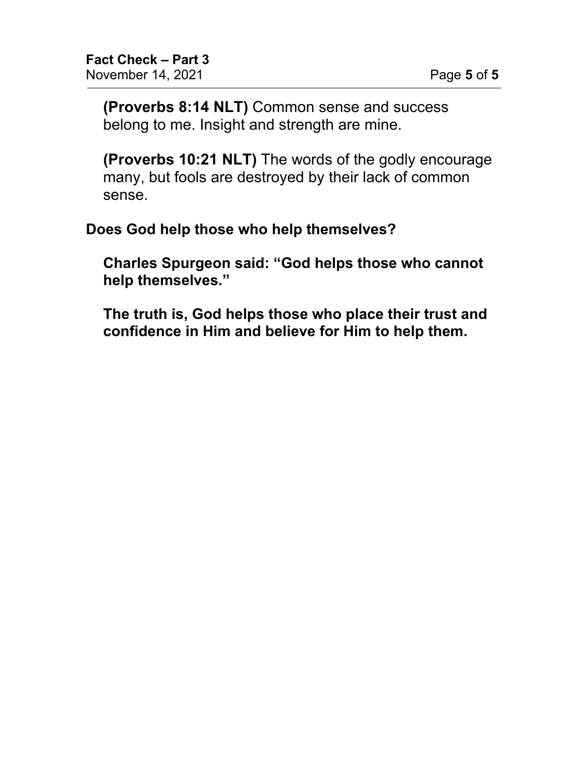**(Proverbs 8:14 NLT)** Common sense and success belong to me. Insight and strength are mine.

**(Proverbs 10:21 NLT)** The words of the godly encourage many, but fools are destroyed by their lack of common sense.

**Does God help those who help themselves?**

**Charles Spurgeon said: "God helps those who cannot help themselves."**

**The truth is, God helps those who place their trust and confidence in Him and believe for Him to help them.**